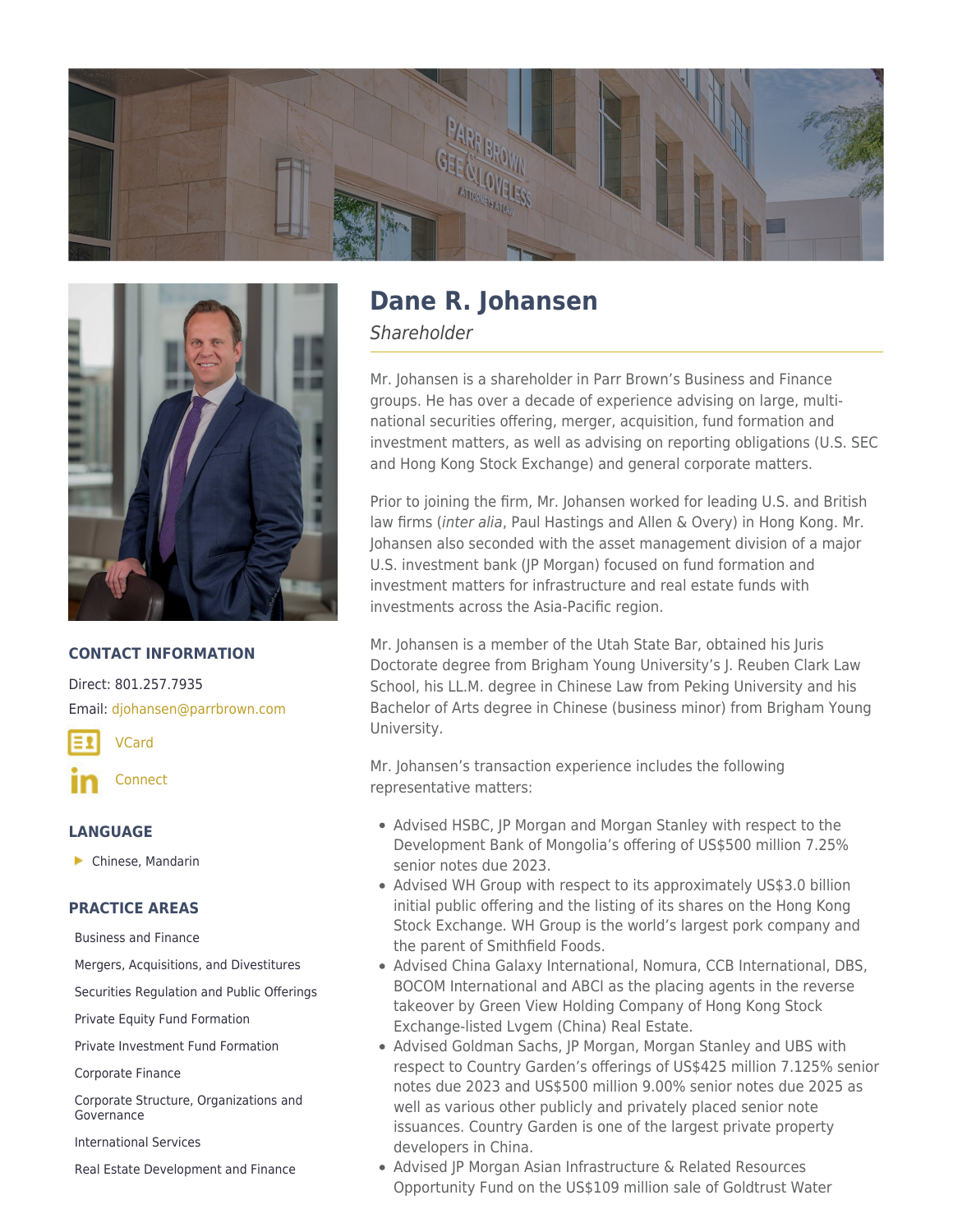# Dane R. Johansen

*Shareholder*

Mr. Johansen is a shareholder in Parr Brown's Business and Finance groups. He has over a decade of experience advising on large, multi-national securities offering, merger, acquisition, fund formation and investment matters, as well as advising on reporting obligations (U.S. SEC and Hong Kong Stock Exchange) and general corporate matters.

Prior to joining the firm, Mr. Johansen worked for leading U.S. and British law firms (*inter alia*, Paul Hastings and Allen & Overy) in Hong Kong. Mr. Johansen also seconded with the asset management division of a major U.S. investment bank (JP Morgan) focused on fund formation and investment matters for infrastructure and real estate funds with investments across the Asia-Pacific region.

Mr. Johansen is a member of the Utah State Bar, obtained his Juris Doctorate degree from Brigham Young University's J. Reuben Clark Law School, his LL.M. degree in Chinese Law from Peking University and his Bachelor of Arts degree in Chinese (business minor) from Brigham Young University.

Mr. Johansen's transaction experience includes the following representative matters:

- Advised HSBC, JP Morgan and Morgan Stanley with respect to the Development Bank of Mongolia's offering of US$500 million 7.25% senior notes due 2023.
- Advised WH Group with respect to its approximately US$3.0 billion initial public offering and the listing of its shares on the Hong Kong Stock Exchange. WH Group is the world's largest pork company and the parent of Smithfield Foods.
- Advised China Galaxy International, Nomura, CCB International, DBS, BOCOM International and ABCI as the placing agents in the reverse takeover by Green View Holding Company of Hong Kong Stock Exchange-listed Lvgem (China) Real Estate.
- Advised Goldman Sachs, JP Morgan, Morgan Stanley and UBS with respect to Country Garden's offerings of US$425 million 7.125% senior notes due 2023 and US$500 million 9.00% senior notes due 2025 as well as various other publicly and privately placed senior note issuances. Country Garden is one of the largest private property developers in China.
- Advised JP Morgan Asian Infrastructure & Related Resources Opportunity Fund on the US$109 million sale of Goldtrust Water

## CONTACT INFORMATION

Direct: 801.257.7935

Email: djohansen@parrbrown.com

VCard

Connect

## LANGUAGE

- Chinese, Mandarin

## PRACTICE AREAS

- Business and Finance
- Mergers, Acquisitions, and Divestitures
- Securities Regulation and Public Offerings
- Private Equity Fund Formation
- Private Investment Fund Formation
- Corporate Finance
- Corporate Structure, Organizations and Governance
- International Services
- Real Estate Development and Finance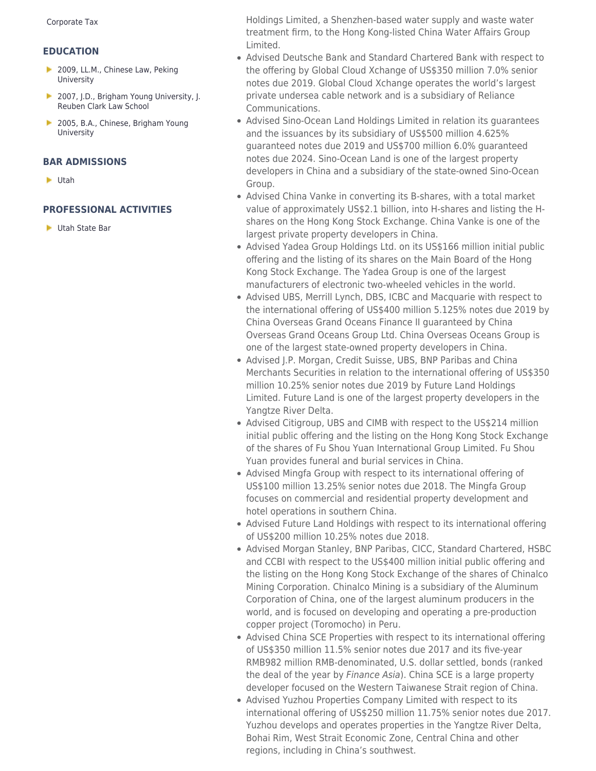Corporate Tax

## EDUCATION

- 2009, LL.M., Chinese Law, Peking University
- 2007, J.D., Brigham Young University, J. Reuben Clark Law School
- 2005, B.A., Chinese, Brigham Young University

## BAR ADMISSIONS

- Utah

## PROFESSIONAL ACTIVITIES

- Utah State Bar

Holdings Limited, a Shenzhen-based water supply and waste water treatment firm, to the Hong Kong-listed China Water Affairs Group Limited.

- Advised Deutsche Bank and Standard Chartered Bank with respect to the offering by Global Cloud Xchange of US$350 million 7.0% senior notes due 2019. Global Cloud Xchange operates the world's largest private undersea cable network and is a subsidiary of Reliance Communications.
- Advised Sino-Ocean Land Holdings Limited in relation its guarantees and the issuances by its subsidiary of US$500 million 4.625% guaranteed notes due 2019 and US$700 million 6.0% guaranteed notes due 2024. Sino-Ocean Land is one of the largest property developers in China and a subsidiary of the state-owned Sino-Ocean Group.
- Advised China Vanke in converting its B-shares, with a total market value of approximately US$2.1 billion, into H-shares and listing the H-shares on the Hong Kong Stock Exchange. China Vanke is one of the largest private property developers in China.
- Advised Yadea Group Holdings Ltd. on its US$166 million initial public offering and the listing of its shares on the Main Board of the Hong Kong Stock Exchange. The Yadea Group is one of the largest manufacturers of electronic two-wheeled vehicles in the world.
- Advised UBS, Merrill Lynch, DBS, ICBC and Macquarie with respect to the international offering of US$400 million 5.125% notes due 2019 by China Overseas Grand Oceans Finance II guaranteed by China Overseas Grand Oceans Group Ltd. China Overseas Oceans Group is one of the largest state-owned property developers in China.
- Advised J.P. Morgan, Credit Suisse, UBS, BNP Paribas and China Merchants Securities in relation to the international offering of US$350 million 10.25% senior notes due 2019 by Future Land Holdings Limited. Future Land is one of the largest property developers in the Yangtze River Delta.
- Advised Citigroup, UBS and CIMB with respect to the US$214 million initial public offering and the listing on the Hong Kong Stock Exchange of the shares of Fu Shou Yuan International Group Limited. Fu Shou Yuan provides funeral and burial services in China.
- Advised Mingfa Group with respect to its international offering of US$100 million 13.25% senior notes due 2018. The Mingfa Group focuses on commercial and residential property development and hotel operations in southern China.
- Advised Future Land Holdings with respect to its international offering of US$200 million 10.25% notes due 2018.
- Advised Morgan Stanley, BNP Paribas, CICC, Standard Chartered, HSBC and CCBI with respect to the US$400 million initial public offering and the listing on the Hong Kong Stock Exchange of the shares of Chinalco Mining Corporation. Chinalco Mining is a subsidiary of the Aluminum Corporation of China, one of the largest aluminum producers in the world, and is focused on developing and operating a pre-production copper project (Toromocho) in Peru.
- Advised China SCE Properties with respect to its international offering of US$350 million 11.5% senior notes due 2017 and its five-year RMB982 million RMB-denominated, U.S. dollar settled, bonds (ranked the deal of the year by *Finance Asia*). China SCE is a large property developer focused on the Western Taiwanese Strait region of China.
- Advised Yuzhou Properties Company Limited with respect to its international offering of US$250 million 11.75% senior notes due 2017. Yuzhou develops and operates properties in the Yangtze River Delta, Bohai Rim, West Strait Economic Zone, Central China and other regions, including in China's southwest.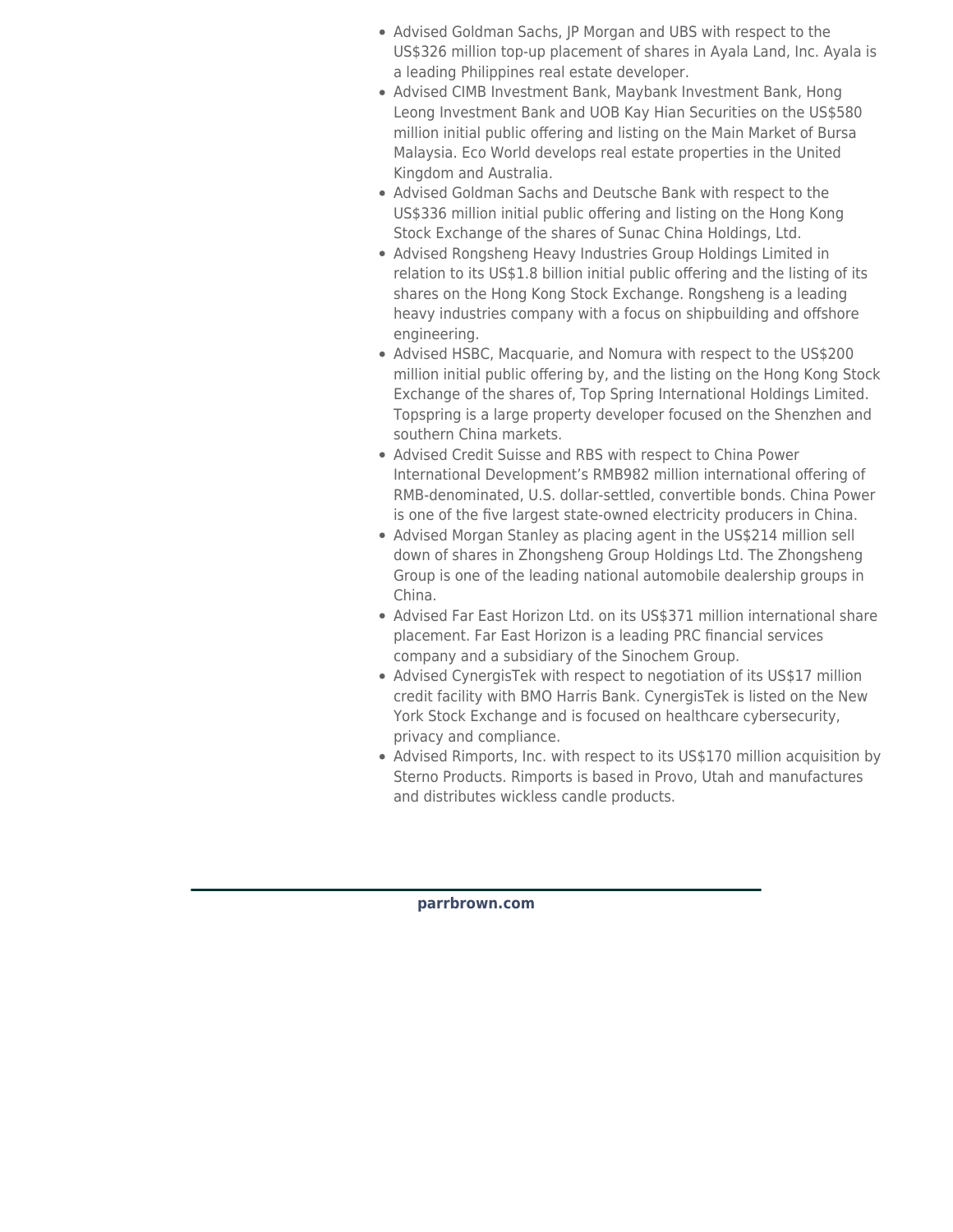- Advised Goldman Sachs, JP Morgan and UBS with respect to the US$326 million top-up placement of shares in Ayala Land, Inc. Ayala is a leading Philippines real estate developer.
- Advised CIMB Investment Bank, Maybank Investment Bank, Hong Leong Investment Bank and UOB Kay Hian Securities on the US$580 million initial public offering and listing on the Main Market of Bursa Malaysia. Eco World develops real estate properties in the United Kingdom and Australia.
- Advised Goldman Sachs and Deutsche Bank with respect to the US$336 million initial public offering and listing on the Hong Kong Stock Exchange of the shares of Sunac China Holdings, Ltd.
- Advised Rongsheng Heavy Industries Group Holdings Limited in relation to its US$1.8 billion initial public offering and the listing of its shares on the Hong Kong Stock Exchange. Rongsheng is a leading heavy industries company with a focus on shipbuilding and offshore engineering.
- Advised HSBC, Macquarie, and Nomura with respect to the US$200 million initial public offering by, and the listing on the Hong Kong Stock Exchange of the shares of, Top Spring International Holdings Limited. Topspring is a large property developer focused on the Shenzhen and southern China markets.
- Advised Credit Suisse and RBS with respect to China Power International Development's RMB982 million international offering of RMB-denominated, U.S. dollar-settled, convertible bonds. China Power is one of the five largest state-owned electricity producers in China.
- Advised Morgan Stanley as placing agent in the US$214 million sell down of shares in Zhongsheng Group Holdings Ltd. The Zhongsheng Group is one of the leading national automobile dealership groups in China.
- Advised Far East Horizon Ltd. on its US$371 million international share placement. Far East Horizon is a leading PRC financial services company and a subsidiary of the Sinochem Group.
- Advised CynergisTek with respect to negotiation of its US$17 million credit facility with BMO Harris Bank. CynergisTek is listed on the New York Stock Exchange and is focused on healthcare cybersecurity, privacy and compliance.
- Advised Rimports, Inc. with respect to its US$170 million acquisition by Sterno Products. Rimports is based in Provo, Utah and manufactures and distributes wickless candle products.